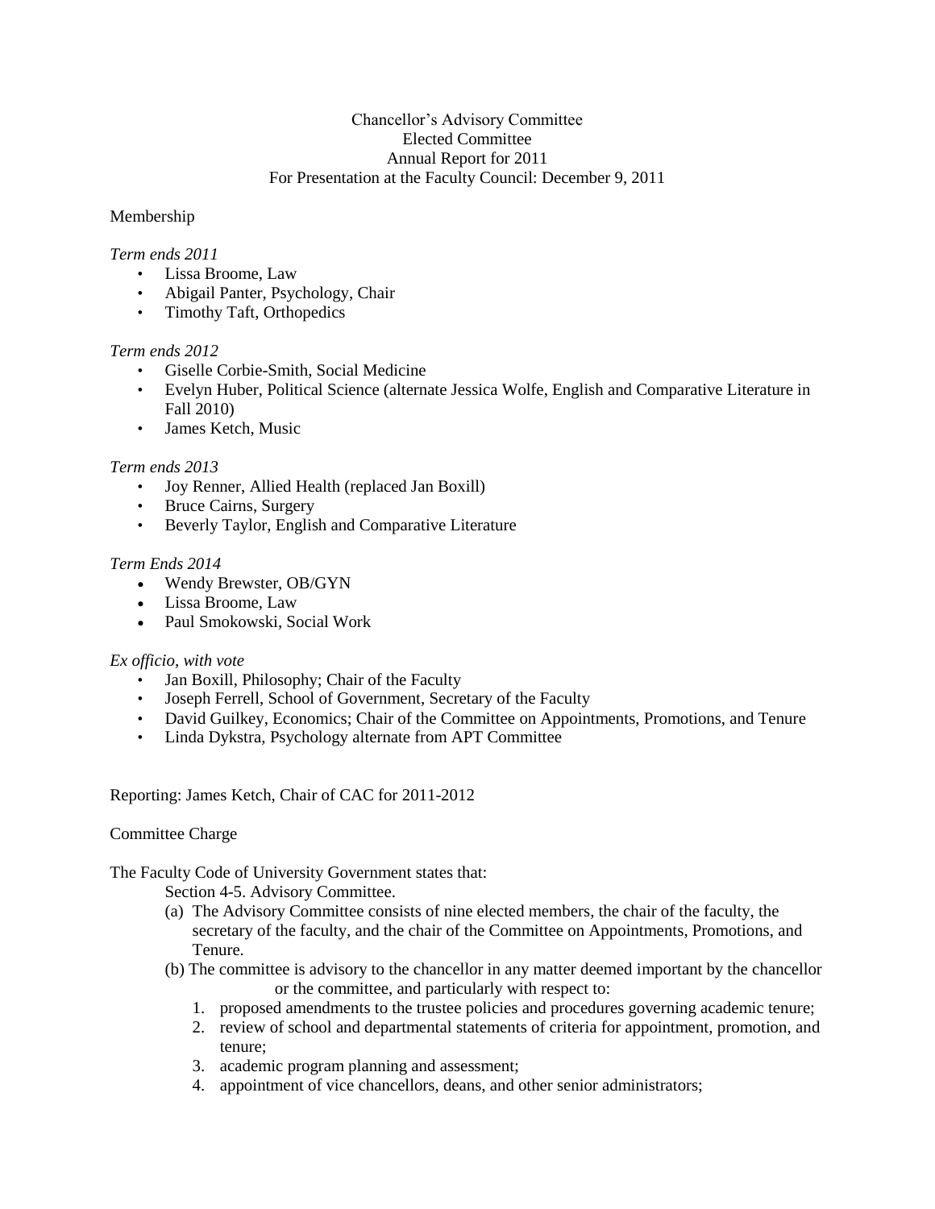Chancellor's Advisory Committee
Elected Committee
Annual Report for 2011
For Presentation at the Faculty Council: December 9, 2011

Membership

*Term ends 2011*

- Lissa Broome, Law
- Abigail Panter, Psychology, Chair
- Timothy Taft, Orthopedics

*Term ends 2012*

- Giselle Corbie-Smith, Social Medicine
- Evelyn Huber, Political Science (alternate Jessica Wolfe, English and Comparative Literature in Fall 2010)
- James Ketch, Music

*Term ends 2013*

- Joy Renner, Allied Health (replaced Jan Boxill)
- Bruce Cairns, Surgery
- Beverly Taylor, English and Comparative Literature

*Term Ends 2014*

- Wendy Brewster, OB/GYN
- Lissa Broome, Law
- Paul Smokowski, Social Work

*Ex officio, with vote*

- Jan Boxill, Philosophy; Chair of the Faculty
- Joseph Ferrell, School of Government, Secretary of the Faculty
- David Guilkey, Economics; Chair of the Committee on Appointments, Promotions, and Tenure
- Linda Dykstra, Psychology alternate from APT Committee

Reporting: James Ketch, Chair of CAC for 2011-2012

Committee Charge

The Faculty Code of University Government states that:

Section 4-5. Advisory Committee.

(a) The Advisory Committee consists of nine elected members, the chair of the faculty, the secretary of the faculty, and the chair of the Committee on Appointments, Promotions, and Tenure.

(b) The committee is advisory to the chancellor in any matter deemed important by the chancellor or the committee, and particularly with respect to:

1. proposed amendments to the trustee policies and procedures governing academic tenure;
2. review of school and departmental statements of criteria for appointment, promotion, and tenure;
3. academic program planning and assessment;
4. appointment of vice chancellors, deans, and other senior administrators;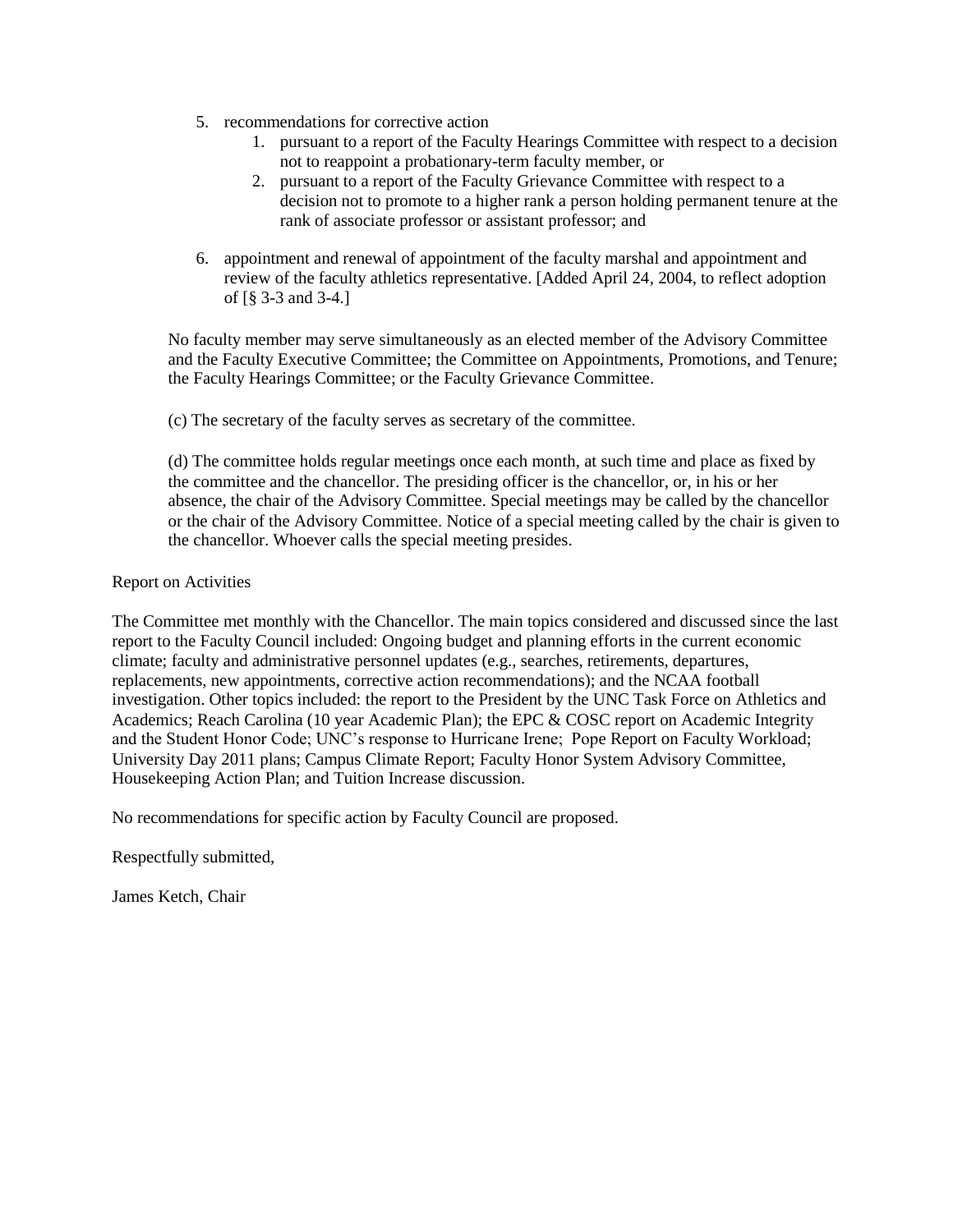5. recommendations for corrective action
    1. pursuant to a report of the Faculty Hearings Committee with respect to a decision not to reappoint a probationary-term faculty member, or
    2. pursuant to a report of the Faculty Grievance Committee with respect to a decision not to promote to a higher rank a person holding permanent tenure at the rank of associate professor or assistant professor; and

6. appointment and renewal of appointment of the faculty marshal and appointment and review of the faculty athletics representative. [Added April 24, 2004, to reflect adoption of [§ 3-3 and 3-4.]

No faculty member may serve simultaneously as an elected member of the Advisory Committee and the Faculty Executive Committee; the Committee on Appointments, Promotions, and Tenure; the Faculty Hearings Committee; or the Faculty Grievance Committee.

(c) The secretary of the faculty serves as secretary of the committee.

(d) The committee holds regular meetings once each month, at such time and place as fixed by the committee and the chancellor. The presiding officer is the chancellor, or, in his or her absence, the chair of the Advisory Committee. Special meetings may be called by the chancellor or the chair of the Advisory Committee. Notice of a special meeting called by the chair is given to the chancellor. Whoever calls the special meeting presides.

Report on Activities

The Committee met monthly with the Chancellor. The main topics considered and discussed since the last report to the Faculty Council included: Ongoing budget and planning efforts in the current economic climate; faculty and administrative personnel updates (e.g., searches, retirements, departures, replacements, new appointments, corrective action recommendations); and the NCAA football investigation. Other topics included: the report to the President by the UNC Task Force on Athletics and Academics; Reach Carolina (10 year Academic Plan); the EPC & COSC report on Academic Integrity and the Student Honor Code; UNC's response to Hurricane Irene; Pope Report on Faculty Workload; University Day 2011 plans; Campus Climate Report; Faculty Honor System Advisory Committee, Housekeeping Action Plan; and Tuition Increase discussion.

No recommendations for specific action by Faculty Council are proposed.

Respectfully submitted,

James Ketch, Chair